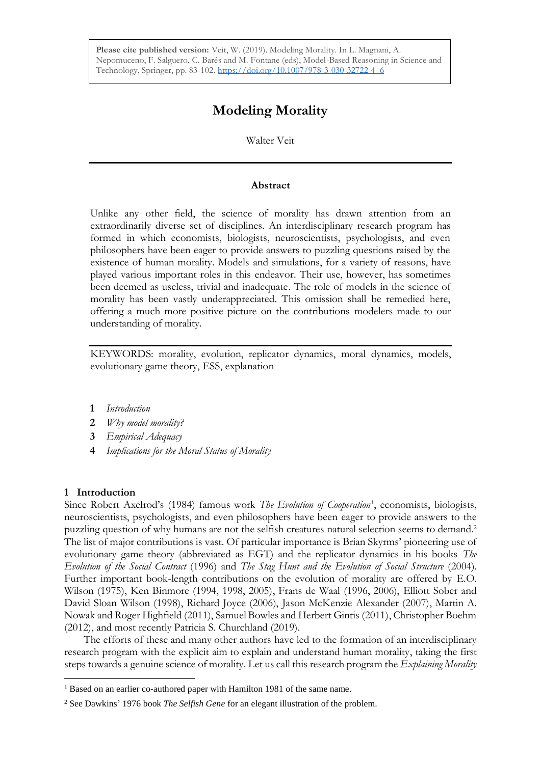**Please cite published version:** Veit, W. (2019). Modeling Morality. In L. Magnani, A. Nepomuceno, F. Salguero, C. Barés and M. Fontane (eds), Model-Based Reasoning in Science and Technology, Springer, pp. 83-102. https://doi.org/10.1007/978-3-030-32722-4_6

# Modeling Morality

Walter Veit

### Abstract

Unlike any other field, the science of morality has drawn attention from an extraordinarily diverse set of disciplines. An interdisciplinary research program has formed in which economists, biologists, neuroscientists, psychologists, and even philosophers have been eager to provide answers to puzzling questions raised by the existence of human morality. Models and simulations, for a variety of reasons, have played various important roles in this endeavor. Their use, however, has sometimes been deemed as useless, trivial and inadequate. The role of models in the science of morality has been vastly underappreciated. This omission shall be remedied here, offering a much more positive picture on the contributions modelers made to our understanding of morality.

KEYWORDS: morality, evolution, replicator dynamics, moral dynamics, models, evolutionary game theory, ESS, explanation

1. *Introduction*
2. *Why model morality?*
3. *Empirical Adequacy*
4. *Implications for the Moral Status of Morality*

## 1 Introduction

Since Robert Axelrod's (1984) famous work *The Evolution of Cooperation*[1], economists, biologists, neuroscientists, psychologists, and even philosophers have been eager to provide answers to the puzzling question of why humans are not the selfish creatures natural selection seems to demand.[2] The list of major contributions is vast. Of particular importance is Brian Skyrms' pioneering use of evolutionary game theory (abbreviated as EGT) and the replicator dynamics in his books *The Evolution of the Social Contract* (1996) and *The Stag Hunt and the Evolution of Social Structure* (2004). Further important book-length contributions on the evolution of morality are offered by E.O. Wilson (1975), Ken Binmore (1994, 1998, 2005), Frans de Waal (1996, 2006), Elliott Sober and David Sloan Wilson (1998), Richard Joyce (2006), Jason McKenzie Alexander (2007), Martin A. Nowak and Roger Highfield (2011), Samuel Bowles and Herbert Gintis (2011), Christopher Boehm (2012), and most recently Patricia S. Churchland (2019).

The efforts of these and many other authors have led to the formation of an interdisciplinary research program with the explicit aim to explain and understand human morality, taking the first steps towards a genuine science of morality. Let us call this research program the *Explaining Morality*

---

[1] Based on an earlier co-authored paper with Hamilton 1981 of the same name.

[2] See Dawkins' 1976 book *The Selfish Gene* for an elegant illustration of the problem.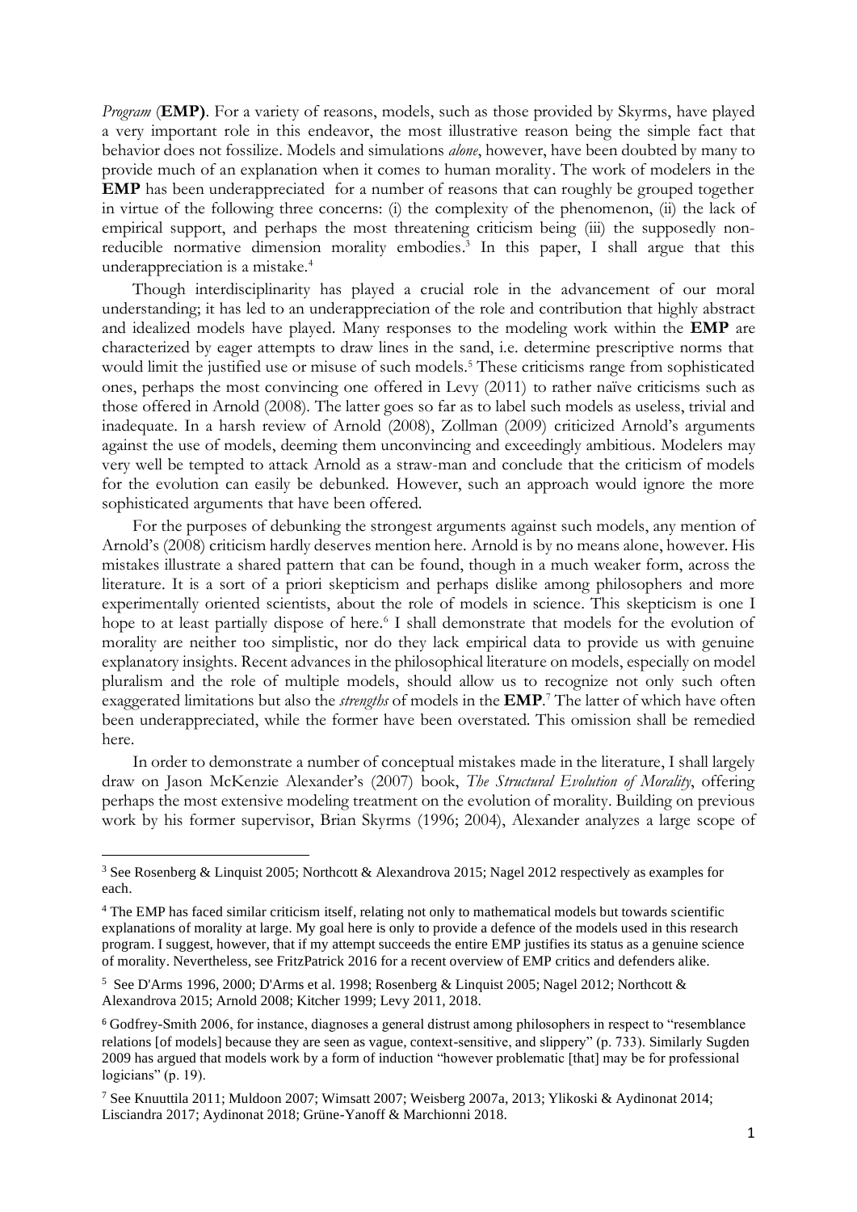*Program* (**EMP**). For a variety of reasons, models, such as those provided by Skyrms, have played a very important role in this endeavor, the most illustrative reason being the simple fact that behavior does not fossilize. Models and simulations *alone*, however, have been doubted by many to provide much of an explanation when it comes to human morality. The work of modelers in the **EMP** has been underappreciated for a number of reasons that can roughly be grouped together in virtue of the following three concerns: (i) the complexity of the phenomenon, (ii) the lack of empirical support, and perhaps the most threatening criticism being (iii) the supposedly non-reducible normative dimension morality embodies.[3] In this paper, I shall argue that this underappreciation is a mistake.[4]

Though interdisciplinarity has played a crucial role in the advancement of our moral understanding; it has led to an underappreciation of the role and contribution that highly abstract and idealized models have played. Many responses to the modeling work within the **EMP** are characterized by eager attempts to draw lines in the sand, i.e. determine prescriptive norms that would limit the justified use or misuse of such models.[5] These criticisms range from sophisticated ones, perhaps the most convincing one offered in Levy (2011) to rather naïve criticisms such as those offered in Arnold (2008). The latter goes so far as to label such models as useless, trivial and inadequate. In a harsh review of Arnold (2008), Zollman (2009) criticized Arnold's arguments against the use of models, deeming them unconvincing and exceedingly ambitious. Modelers may very well be tempted to attack Arnold as a straw-man and conclude that the criticism of models for the evolution can easily be debunked. However, such an approach would ignore the more sophisticated arguments that have been offered.

For the purposes of debunking the strongest arguments against such models, any mention of Arnold's (2008) criticism hardly deserves mention here. Arnold is by no means alone, however. His mistakes illustrate a shared pattern that can be found, though in a much weaker form, across the literature. It is a sort of a priori skepticism and perhaps dislike among philosophers and more experimentally oriented scientists, about the role of models in science. This skepticism is one I hope to at least partially dispose of here.[6] I shall demonstrate that models for the evolution of morality are neither too simplistic, nor do they lack empirical data to provide us with genuine explanatory insights. Recent advances in the philosophical literature on models, especially on model pluralism and the role of multiple models, should allow us to recognize not only such often exaggerated limitations but also the *strengths* of models in the **EMP**.[7] The latter of which have often been underappreciated, while the former have been overstated. This omission shall be remedied here.

In order to demonstrate a number of conceptual mistakes made in the literature, I shall largely draw on Jason McKenzie Alexander's (2007) book, *The Structural Evolution of Morality*, offering perhaps the most extensive modeling treatment on the evolution of morality. Building on previous work by his former supervisor, Brian Skyrms (1996; 2004), Alexander analyzes a large scope of

---

[3] See Rosenberg & Linquist 2005; Northcott & Alexandrova 2015; Nagel 2012 respectively as examples for each.

[4] The EMP has faced similar criticism itself, relating not only to mathematical models but towards scientific explanations of morality at large. My goal here is only to provide a defence of the models used in this research program. I suggest, however, that if my attempt succeeds the entire EMP justifies its status as a genuine science of morality. Nevertheless, see FritzPatrick 2016 for a recent overview of EMP critics and defenders alike.

[5] See D'Arms 1996, 2000; D'Arms et al. 1998; Rosenberg & Linquist 2005; Nagel 2012; Northcott & Alexandrova 2015; Arnold 2008; Kitcher 1999; Levy 2011, 2018.

[6] Godfrey-Smith 2006, for instance, diagnoses a general distrust among philosophers in respect to "resemblance relations [of models] because they are seen as vague, context-sensitive, and slippery" (p. 733). Similarly Sugden 2009 has argued that models work by a form of induction "however problematic [that] may be for professional logicians" (p. 19).

[7] See Knuuttila 2011; Muldoon 2007; Wimsatt 2007; Weisberg 2007a, 2013; Ylikoski & Aydinonat 2014; Lisciandra 2017; Aydinonat 2018; Grüne-Yanoff & Marchionni 2018.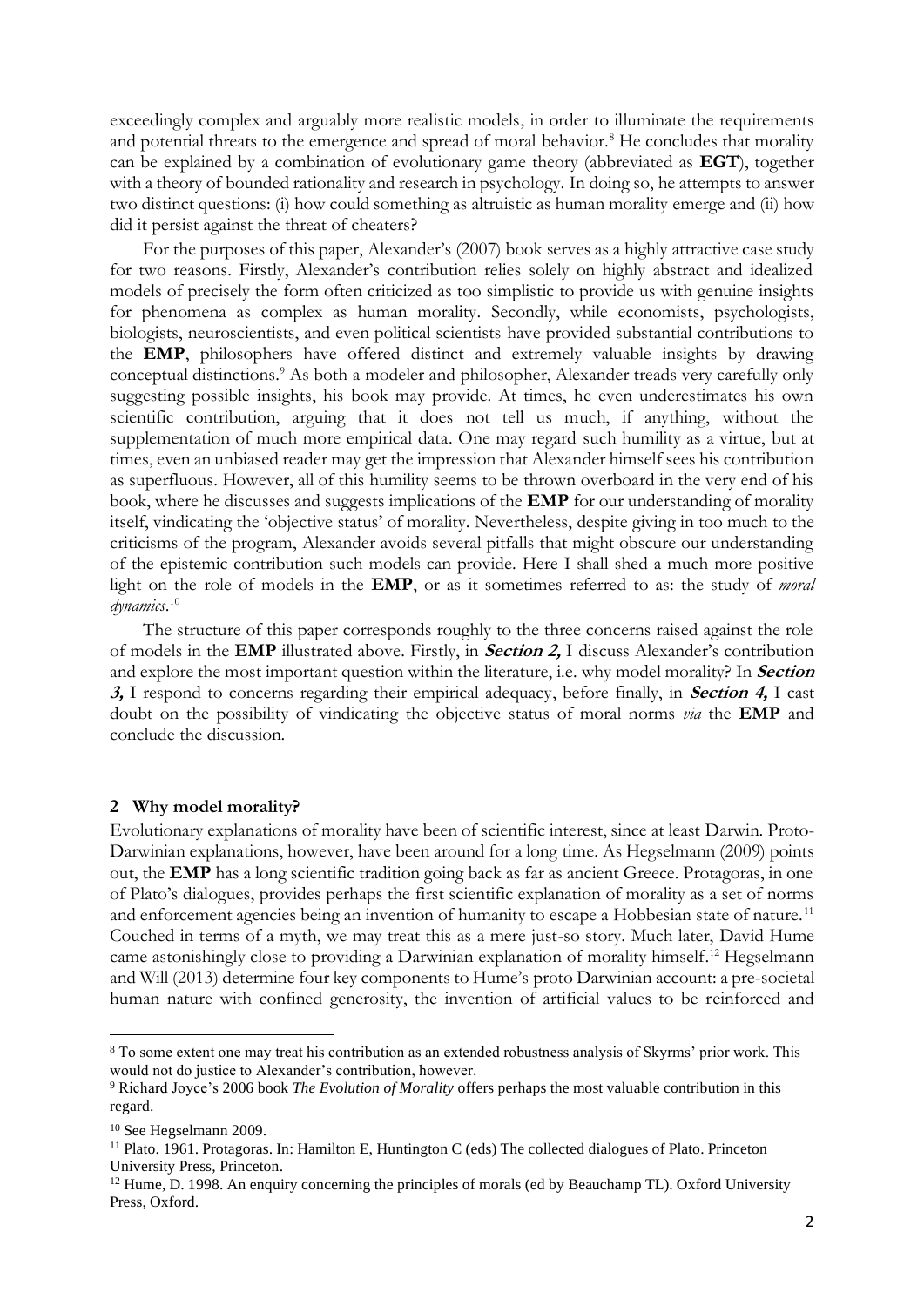exceedingly complex and arguably more realistic models, in order to illuminate the requirements and potential threats to the emergence and spread of moral behavior.[8] He concludes that morality can be explained by a combination of evolutionary game theory (abbreviated as **EGT**), together with a theory of bounded rationality and research in psychology. In doing so, he attempts to answer two distinct questions: (i) how could something as altruistic as human morality emerge and (ii) how did it persist against the threat of cheaters?

For the purposes of this paper, Alexander's (2007) book serves as a highly attractive case study for two reasons. Firstly, Alexander's contribution relies solely on highly abstract and idealized models of precisely the form often criticized as too simplistic to provide us with genuine insights for phenomena as complex as human morality. Secondly, while economists, psychologists, biologists, neuroscientists, and even political scientists have provided substantial contributions to the **EMP**, philosophers have offered distinct and extremely valuable insights by drawing conceptual distinctions.[9] As both a modeler and philosopher, Alexander treads very carefully only suggesting possible insights, his book may provide. At times, he even underestimates his own scientific contribution, arguing that it does not tell us much, if anything, without the supplementation of much more empirical data. One may regard such humility as a virtue, but at times, even an unbiased reader may get the impression that Alexander himself sees his contribution as superfluous. However, all of this humility seems to be thrown overboard in the very end of his book, where he discusses and suggests implications of the **EMP** for our understanding of morality itself, vindicating the 'objective status' of morality. Nevertheless, despite giving in too much to the criticisms of the program, Alexander avoids several pitfalls that might obscure our understanding of the epistemic contribution such models can provide. Here I shall shed a much more positive light on the role of models in the **EMP**, or as it sometimes referred to as: the study of *moral dynamics*.[10]

The structure of this paper corresponds roughly to the three concerns raised against the role of models in the **EMP** illustrated above. Firstly, in ***Section 2,*** I discuss Alexander's contribution and explore the most important question within the literature, i.e. why model morality? In ***Section 3,*** I respond to concerns regarding their empirical adequacy, before finally, in ***Section 4,*** I cast doubt on the possibility of vindicating the objective status of moral norms *via* the **EMP** and conclude the discussion.

## 2 Why model morality?

Evolutionary explanations of morality have been of scientific interest, since at least Darwin. Proto-Darwinian explanations, however, have been around for a long time. As Hegselmann (2009) points out, the **EMP** has a long scientific tradition going back as far as ancient Greece. Protagoras, in one of Plato's dialogues, provides perhaps the first scientific explanation of morality as a set of norms and enforcement agencies being an invention of humanity to escape a Hobbesian state of nature.[11] Couched in terms of a myth, we may treat this as a mere just-so story. Much later, David Hume came astonishingly close to providing a Darwinian explanation of morality himself.[12] Hegselmann and Will (2013) determine four key components to Hume's proto Darwinian account: a pre-societal human nature with confined generosity, the invention of artificial values to be reinforced and

---

[8] To some extent one may treat his contribution as an extended robustness analysis of Skyrms' prior work. This would not do justice to Alexander's contribution, however.

[9] Richard Joyce's 2006 book *The Evolution of Morality* offers perhaps the most valuable contribution in this regard.

[10] See Hegselmann 2009.

[11] Plato. 1961. Protagoras. In: Hamilton E, Huntington C (eds) The collected dialogues of Plato. Princeton University Press, Princeton.

[12] Hume, D. 1998. An enquiry concerning the principles of morals (ed by Beauchamp TL). Oxford University Press, Oxford.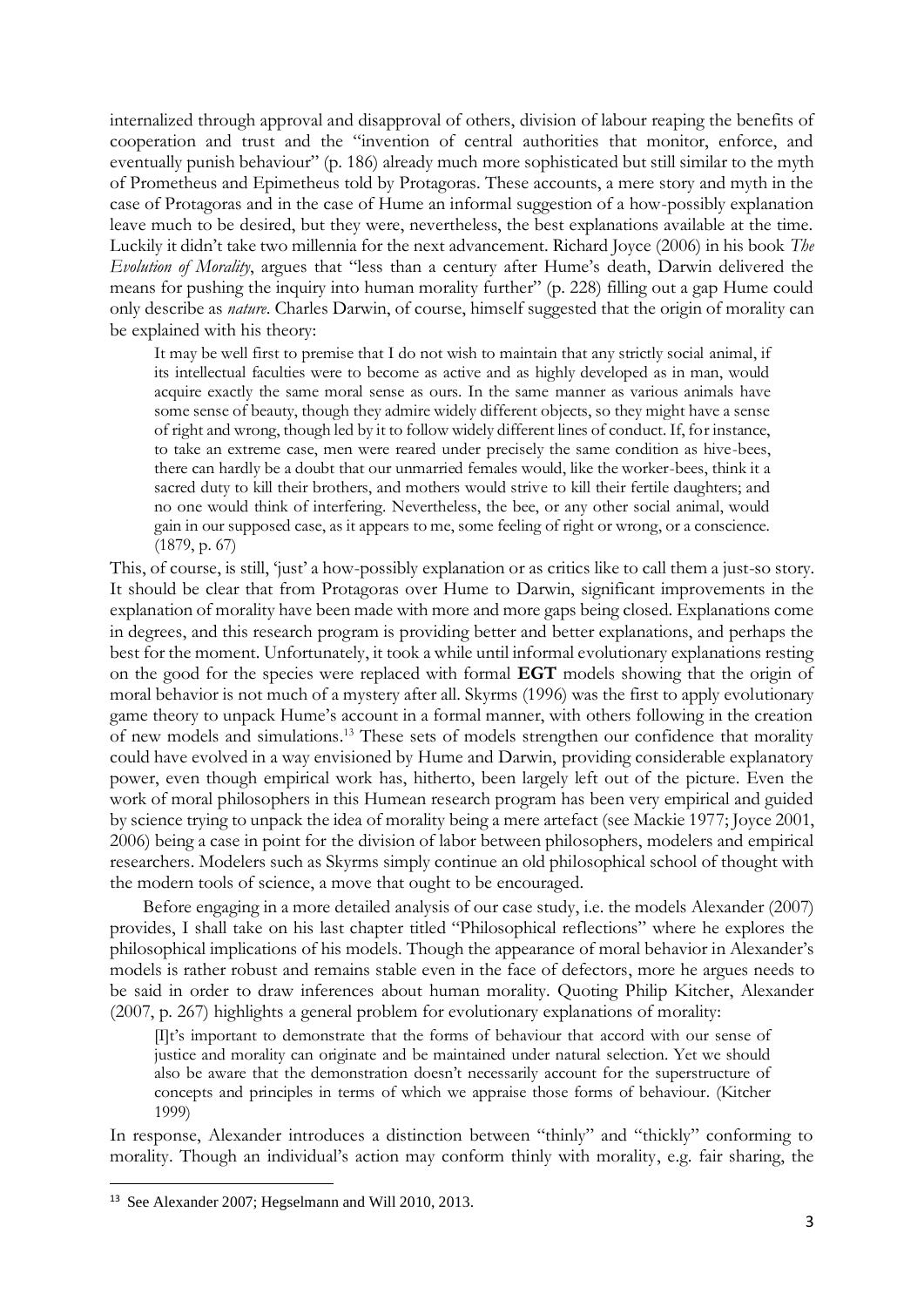internalized through approval and disapproval of others, division of labour reaping the benefits of cooperation and trust and the "invention of central authorities that monitor, enforce, and eventually punish behaviour" (p. 186) already much more sophisticated but still similar to the myth of Prometheus and Epimetheus told by Protagoras. These accounts, a mere story and myth in the case of Protagoras and in the case of Hume an informal suggestion of a how-possibly explanation leave much to be desired, but they were, nevertheless, the best explanations available at the time. Luckily it didn't take two millennia for the next advancement. Richard Joyce (2006) in his book *The Evolution of Morality*, argues that "less than a century after Hume's death, Darwin delivered the means for pushing the inquiry into human morality further" (p. 228) filling out a gap Hume could only describe as *nature*. Charles Darwin, of course, himself suggested that the origin of morality can be explained with his theory:

> It may be well first to premise that I do not wish to maintain that any strictly social animal, if its intellectual faculties were to become as active and as highly developed as in man, would acquire exactly the same moral sense as ours. In the same manner as various animals have some sense of beauty, though they admire widely different objects, so they might have a sense of right and wrong, though led by it to follow widely different lines of conduct. If, for instance, to take an extreme case, men were reared under precisely the same condition as hive-bees, there can hardly be a doubt that our unmarried females would, like the worker-bees, think it a sacred duty to kill their brothers, and mothers would strive to kill their fertile daughters; and no one would think of interfering. Nevertheless, the bee, or any other social animal, would gain in our supposed case, as it appears to me, some feeling of right or wrong, or a conscience. (1879, p. 67)

This, of course, is still, 'just' a how-possibly explanation or as critics like to call them a just-so story. It should be clear that from Protagoras over Hume to Darwin, significant improvements in the explanation of morality have been made with more and more gaps being closed. Explanations come in degrees, and this research program is providing better and better explanations, and perhaps the best for the moment. Unfortunately, it took a while until informal evolutionary explanations resting on the good for the species were replaced with formal **EGT** models showing that the origin of moral behavior is not much of a mystery after all. Skyrms (1996) was the first to apply evolutionary game theory to unpack Hume's account in a formal manner, with others following in the creation of new models and simulations.[13] These sets of models strengthen our confidence that morality could have evolved in a way envisioned by Hume and Darwin, providing considerable explanatory power, even though empirical work has, hitherto, been largely left out of the picture. Even the work of moral philosophers in this Humean research program has been very empirical and guided by science trying to unpack the idea of morality being a mere artefact (see Mackie 1977; Joyce 2001, 2006) being a case in point for the division of labor between philosophers, modelers and empirical researchers. Modelers such as Skyrms simply continue an old philosophical school of thought with the modern tools of science, a move that ought to be encouraged.

Before engaging in a more detailed analysis of our case study, i.e. the models Alexander (2007) provides, I shall take on his last chapter titled "Philosophical reflections" where he explores the philosophical implications of his models. Though the appearance of moral behavior in Alexander's models is rather robust and remains stable even in the face of defectors, more he argues needs to be said in order to draw inferences about human morality. Quoting Philip Kitcher, Alexander (2007, p. 267) highlights a general problem for evolutionary explanations of morality:

> [I]t's important to demonstrate that the forms of behaviour that accord with our sense of justice and morality can originate and be maintained under natural selection. Yet we should also be aware that the demonstration doesn't necessarily account for the superstructure of concepts and principles in terms of which we appraise those forms of behaviour. (Kitcher 1999)

In response, Alexander introduces a distinction between "thinly" and "thickly" conforming to morality. Though an individual's action may conform thinly with morality, e.g. fair sharing, the

[13] See Alexander 2007; Hegselmann and Will 2010, 2013.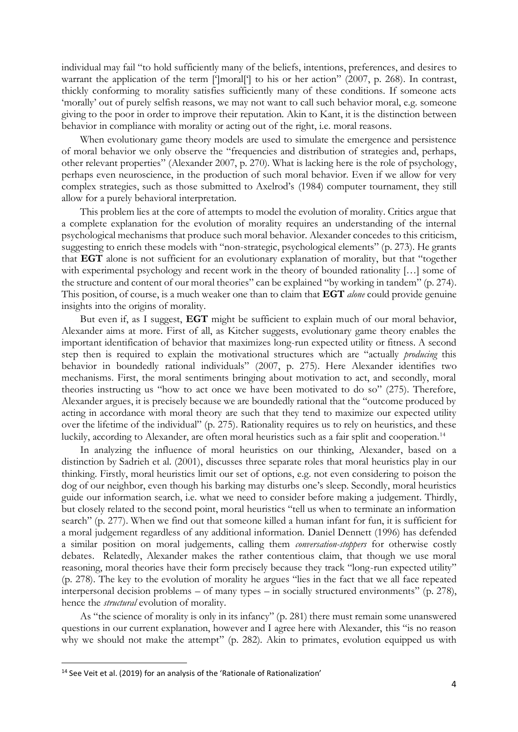individual may fail "to hold sufficiently many of the beliefs, intentions, preferences, and desires to warrant the application of the term [']moral['] to his or her action" (2007, p. 268). In contrast, thickly conforming to morality satisfies sufficiently many of these conditions. If someone acts 'morally' out of purely selfish reasons, we may not want to call such behavior moral, e.g. someone giving to the poor in order to improve their reputation. Akin to Kant, it is the distinction between behavior in compliance with morality or acting out of the right, i.e. moral reasons.

When evolutionary game theory models are used to simulate the emergence and persistence of moral behavior we only observe the "frequencies and distribution of strategies and, perhaps, other relevant properties" (Alexander 2007, p. 270). What is lacking here is the role of psychology, perhaps even neuroscience, in the production of such moral behavior. Even if we allow for very complex strategies, such as those submitted to Axelrod's (1984) computer tournament, they still allow for a purely behavioral interpretation.

This problem lies at the core of attempts to model the evolution of morality. Critics argue that a complete explanation for the evolution of morality requires an understanding of the internal psychological mechanisms that produce such moral behavior. Alexander concedes to this criticism, suggesting to enrich these models with "non-strategic, psychological elements" (p. 273). He grants that **EGT** alone is not sufficient for an evolutionary explanation of morality, but that "together with experimental psychology and recent work in the theory of bounded rationality […] some of the structure and content of our moral theories" can be explained "by working in tandem" (p. 274). This position, of course, is a much weaker one than to claim that **EGT** *alone* could provide genuine insights into the origins of morality.

But even if, as I suggest, **EGT** might be sufficient to explain much of our moral behavior, Alexander aims at more. First of all, as Kitcher suggests, evolutionary game theory enables the important identification of behavior that maximizes long-run expected utility or fitness. A second step then is required to explain the motivational structures which are "actually *producing* this behavior in boundedly rational individuals" (2007, p. 275). Here Alexander identifies two mechanisms. First, the moral sentiments bringing about motivation to act, and secondly, moral theories instructing us "how to act once we have been motivated to do so" (275). Therefore, Alexander argues, it is precisely because we are boundedly rational that the "outcome produced by acting in accordance with moral theory are such that they tend to maximize our expected utility over the lifetime of the individual" (p. 275). Rationality requires us to rely on heuristics, and these luckily, according to Alexander, are often moral heuristics such as a fair split and cooperation.[14]

In analyzing the influence of moral heuristics on our thinking, Alexander, based on a distinction by Sadrieh et al. (2001), discusses three separate roles that moral heuristics play in our thinking. Firstly, moral heuristics limit our set of options, e.g. not even considering to poison the dog of our neighbor, even though his barking may disturbs one's sleep. Secondly, moral heuristics guide our information search, i.e. what we need to consider before making a judgement. Thirdly, but closely related to the second point, moral heuristics "tell us when to terminate an information search" (p. 277). When we find out that someone killed a human infant for fun, it is sufficient for a moral judgement regardless of any additional information. Daniel Dennett (1996) has defended a similar position on moral judgements, calling them *conversation-stoppers* for otherwise costly debates. Relatedly, Alexander makes the rather contentious claim, that though we use moral reasoning, moral theories have their form precisely because they track "long-run expected utility" (p. 278). The key to the evolution of morality he argues "lies in the fact that we all face repeated interpersonal decision problems – of many types – in socially structured environments" (p. 278), hence the *structural* evolution of morality.

As "the science of morality is only in its infancy" (p. 281) there must remain some unanswered questions in our current explanation, however and I agree here with Alexander, this "is no reason why we should not make the attempt" (p. 282). Akin to primates, evolution equipped us with

[14] See Veit et al. (2019) for an analysis of the 'Rationale of Rationalization'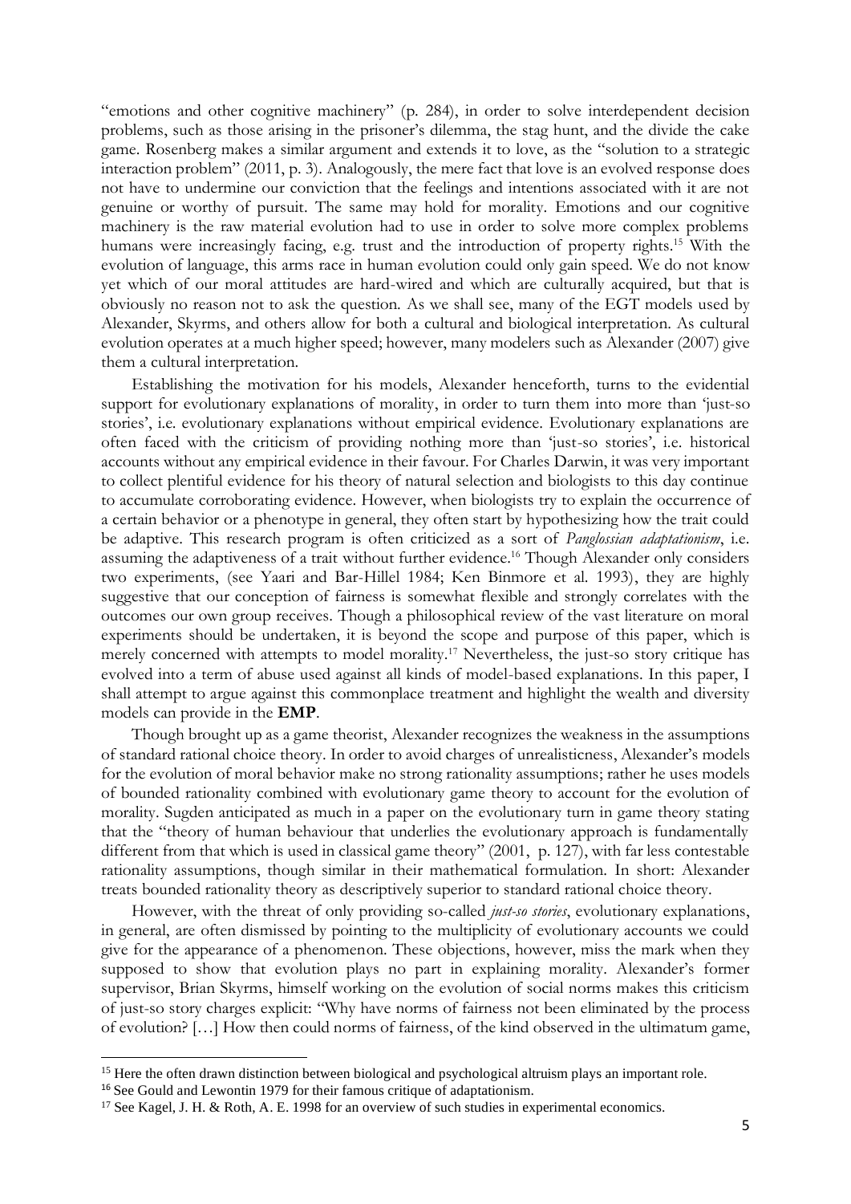"emotions and other cognitive machinery" (p. 284), in order to solve interdependent decision problems, such as those arising in the prisoner's dilemma, the stag hunt, and the divide the cake game. Rosenberg makes a similar argument and extends it to love, as the "solution to a strategic interaction problem" (2011, p. 3). Analogously, the mere fact that love is an evolved response does not have to undermine our conviction that the feelings and intentions associated with it are not genuine or worthy of pursuit. The same may hold for morality. Emotions and our cognitive machinery is the raw material evolution had to use in order to solve more complex problems humans were increasingly facing, e.g. trust and the introduction of property rights.[15] With the evolution of language, this arms race in human evolution could only gain speed. We do not know yet which of our moral attitudes are hard-wired and which are culturally acquired, but that is obviously no reason not to ask the question. As we shall see, many of the EGT models used by Alexander, Skyrms, and others allow for both a cultural and biological interpretation. As cultural evolution operates at a much higher speed; however, many modelers such as Alexander (2007) give them a cultural interpretation.

Establishing the motivation for his models, Alexander henceforth, turns to the evidential support for evolutionary explanations of morality, in order to turn them into more than 'just-so stories', i.e. evolutionary explanations without empirical evidence. Evolutionary explanations are often faced with the criticism of providing nothing more than 'just-so stories', i.e. historical accounts without any empirical evidence in their favour. For Charles Darwin, it was very important to collect plentiful evidence for his theory of natural selection and biologists to this day continue to accumulate corroborating evidence. However, when biologists try to explain the occurrence of a certain behavior or a phenotype in general, they often start by hypothesizing how the trait could be adaptive. This research program is often criticized as a sort of *Panglossian adaptationism*, i.e. assuming the adaptiveness of a trait without further evidence.[16] Though Alexander only considers two experiments, (see Yaari and Bar-Hillel 1984; Ken Binmore et al. 1993), they are highly suggestive that our conception of fairness is somewhat flexible and strongly correlates with the outcomes our own group receives. Though a philosophical review of the vast literature on moral experiments should be undertaken, it is beyond the scope and purpose of this paper, which is merely concerned with attempts to model morality.[17] Nevertheless, the just-so story critique has evolved into a term of abuse used against all kinds of model-based explanations. In this paper, I shall attempt to argue against this commonplace treatment and highlight the wealth and diversity models can provide in the **EMP**.

Though brought up as a game theorist, Alexander recognizes the weakness in the assumptions of standard rational choice theory. In order to avoid charges of unrealisticness, Alexander's models for the evolution of moral behavior make no strong rationality assumptions; rather he uses models of bounded rationality combined with evolutionary game theory to account for the evolution of morality. Sugden anticipated as much in a paper on the evolutionary turn in game theory stating that the "theory of human behaviour that underlies the evolutionary approach is fundamentally different from that which is used in classical game theory" (2001, p. 127), with far less contestable rationality assumptions, though similar in their mathematical formulation. In short: Alexander treats bounded rationality theory as descriptively superior to standard rational choice theory.

However, with the threat of only providing so-called *just-so stories*, evolutionary explanations, in general, are often dismissed by pointing to the multiplicity of evolutionary accounts we could give for the appearance of a phenomenon. These objections, however, miss the mark when they supposed to show that evolution plays no part in explaining morality. Alexander's former supervisor, Brian Skyrms, himself working on the evolution of social norms makes this criticism of just-so story charges explicit: "Why have norms of fairness not been eliminated by the process of evolution? […] How then could norms of fairness, of the kind observed in the ultimatum game,

[15] Here the often drawn distinction between biological and psychological altruism plays an important role.

[16] See Gould and Lewontin 1979 for their famous critique of adaptationism.

[17] See Kagel, J. H. & Roth, A. E. 1998 for an overview of such studies in experimental economics.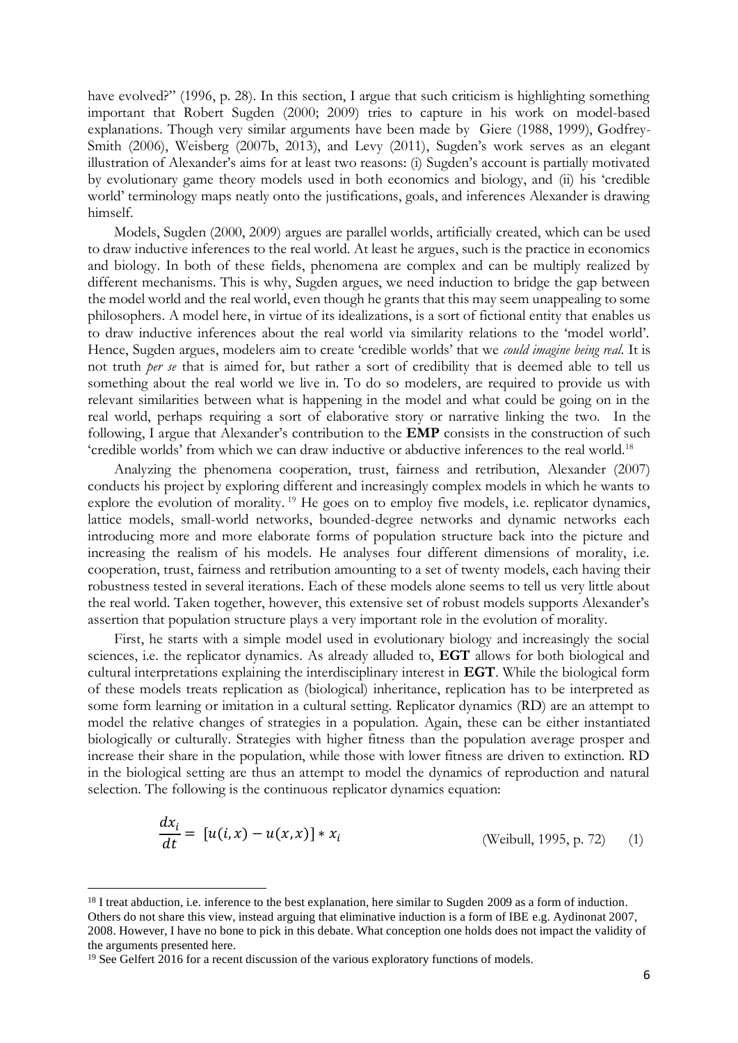have evolved?" (1996, p. 28). In this section, I argue that such criticism is highlighting something important that Robert Sugden (2000; 2009) tries to capture in his work on model-based explanations. Though very similar arguments have been made by Giere (1988, 1999), Godfrey-Smith (2006), Weisberg (2007b, 2013), and Levy (2011), Sugden's work serves as an elegant illustration of Alexander's aims for at least two reasons: (i) Sugden's account is partially motivated by evolutionary game theory models used in both economics and biology, and (ii) his 'credible world' terminology maps neatly onto the justifications, goals, and inferences Alexander is drawing himself.

Models, Sugden (2000, 2009) argues are parallel worlds, artificially created, which can be used to draw inductive inferences to the real world. At least he argues, such is the practice in economics and biology. In both of these fields, phenomena are complex and can be multiply realized by different mechanisms. This is why, Sugden argues, we need induction to bridge the gap between the model world and the real world, even though he grants that this may seem unappealing to some philosophers. A model here, in virtue of its idealizations, is a sort of fictional entity that enables us to draw inductive inferences about the real world via similarity relations to the 'model world'. Hence, Sugden argues, modelers aim to create 'credible worlds' that we *could imagine being real*. It is not truth *per se* that is aimed for, but rather a sort of credibility that is deemed able to tell us something about the real world we live in. To do so modelers, are required to provide us with relevant similarities between what is happening in the model and what could be going on in the real world, perhaps requiring a sort of elaborative story or narrative linking the two. In the following, I argue that Alexander's contribution to the **EMP** consists in the construction of such 'credible worlds' from which we can draw inductive or abductive inferences to the real world.[18]

Analyzing the phenomena cooperation, trust, fairness and retribution, Alexander (2007) conducts his project by exploring different and increasingly complex models in which he wants to explore the evolution of morality.[19] He goes on to employ five models, i.e. replicator dynamics, lattice models, small-world networks, bounded-degree networks and dynamic networks each introducing more and more elaborate forms of population structure back into the picture and increasing the realism of his models. He analyses four different dimensions of morality, i.e. cooperation, trust, fairness and retribution amounting to a set of twenty models, each having their robustness tested in several iterations. Each of these models alone seems to tell us very little about the real world. Taken together, however, this extensive set of robust models supports Alexander's assertion that population structure plays a very important role in the evolution of morality.

First, he starts with a simple model used in evolutionary biology and increasingly the social sciences, i.e. the replicator dynamics. As already alluded to, **EGT** allows for both biological and cultural interpretations explaining the interdisciplinary interest in **EGT**. While the biological form of these models treats replication as (biological) inheritance, replication has to be interpreted as some form learning or imitation in a cultural setting. Replicator dynamics (RD) are an attempt to model the relative changes of strategies in a population. Again, these can be either instantiated biologically or culturally. Strategies with higher fitness than the population average prosper and increase their share in the population, while those with lower fitness are driven to extinction. RD in the biological setting are thus an attempt to model the dynamics of reproduction and natural selection. The following is the continuous replicator dynamics equation:

$$\frac{dx_i}{dt} = [u(i,x) - u(x,x)] * x_i \qquad \text{(Weibull, 1995, p. 72)} \qquad (1)$$

---

[18] I treat abduction, i.e. inference to the best explanation, here similar to Sugden 2009 as a form of induction. Others do not share this view, instead arguing that eliminative induction is a form of IBE e.g. Aydinonat 2007, 2008. However, I have no bone to pick in this debate. What conception one holds does not impact the validity of the arguments presented here.

[19] See Gelfert 2016 for a recent discussion of the various exploratory functions of models.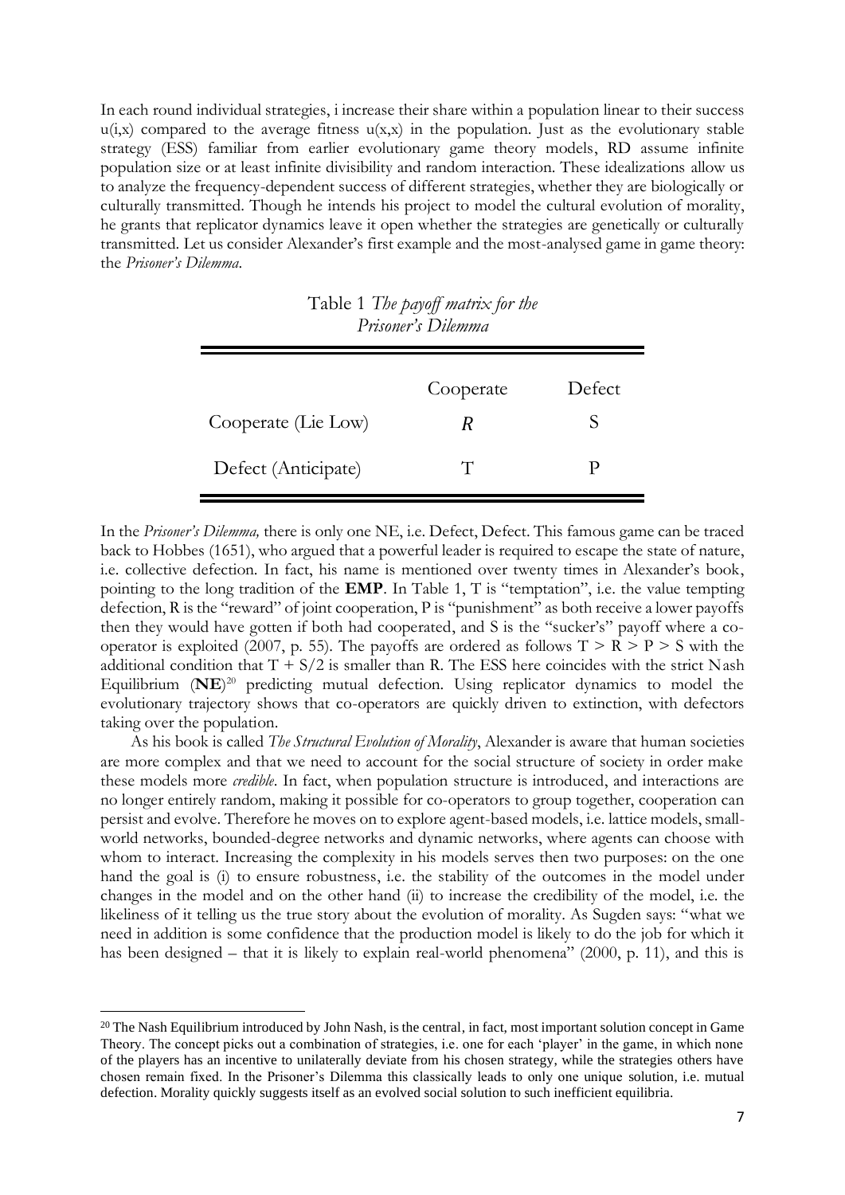In each round individual strategies, i increase their share within a population linear to their success $u(i,x)$ compared to the average fitness $u(x,x)$ in the population. Just as the evolutionary stable strategy (ESS) familiar from earlier evolutionary game theory models, RD assume infinite population size or at least infinite divisibility and random interaction. These idealizations allow us to analyze the frequency-dependent success of different strategies, whether they are biologically or culturally transmitted. Though he intends his project to model the cultural evolution of morality, he grants that replicator dynamics leave it open whether the strategies are genetically or culturally transmitted. Let us consider Alexander's first example and the most-analysed game in game theory: the *Prisoner's Dilemma*.

Table 1 *The payoff matrix for the Prisoner's Dilemma*

| | Cooperate | Defect |
|---|---|---|
| Cooperate (Lie Low) | *R* | S |
| Defect (Anticipate) | T | P |

In the *Prisoner's Dilemma,* there is only one NE, i.e. Defect, Defect. This famous game can be traced back to Hobbes (1651), who argued that a powerful leader is required to escape the state of nature, i.e. collective defection. In fact, his name is mentioned over twenty times in Alexander's book, pointing to the long tradition of the **EMP**. In Table 1, T is "temptation", i.e. the value tempting defection, R is the "reward" of joint cooperation, P is "punishment" as both receive a lower payoffs then they would have gotten if both had cooperated, and S is the "sucker's" payoff where a co-operator is exploited (2007, p. 55). The payoffs are ordered as follows $T > R > P > S$ with the additional condition that $T + S/2$ is smaller than R. The ESS here coincides with the strict Nash Equilibrium (**NE**)[20] predicting mutual defection. Using replicator dynamics to model the evolutionary trajectory shows that co-operators are quickly driven to extinction, with defectors taking over the population.

As his book is called *The Structural Evolution of Morality*, Alexander is aware that human societies are more complex and that we need to account for the social structure of society in order make these models more *credible*. In fact, when population structure is introduced, and interactions are no longer entirely random, making it possible for co-operators to group together, cooperation can persist and evolve. Therefore he moves on to explore agent-based models, i.e. lattice models, small-world networks, bounded-degree networks and dynamic networks, where agents can choose with whom to interact. Increasing the complexity in his models serves then two purposes: on the one hand the goal is to (i) to ensure robustness, i.e. the stability of the outcomes in the model under changes in the model and on the other hand (ii) to increase the credibility of the model, i.e. the likeliness of it telling us the true story about the evolution of morality. As Sugden says: "what we need in addition is some confidence that the production model is likely to do the job for which it has been designed – that it is likely to explain real-world phenomena" (2000, p. 11), and this is

[20] The Nash Equilibrium introduced by John Nash, is the central, in fact, most important solution concept in Game Theory. The concept picks out a combination of strategies, i.e. one for each 'player' in the game, in which none of the players has an incentive to unilaterally deviate from his chosen strategy, while the strategies others have chosen remain fixed. In the Prisoner's Dilemma this classically leads to only one unique solution, i.e. mutual defection. Morality quickly suggests itself as an evolved social solution to such inefficient equilibria.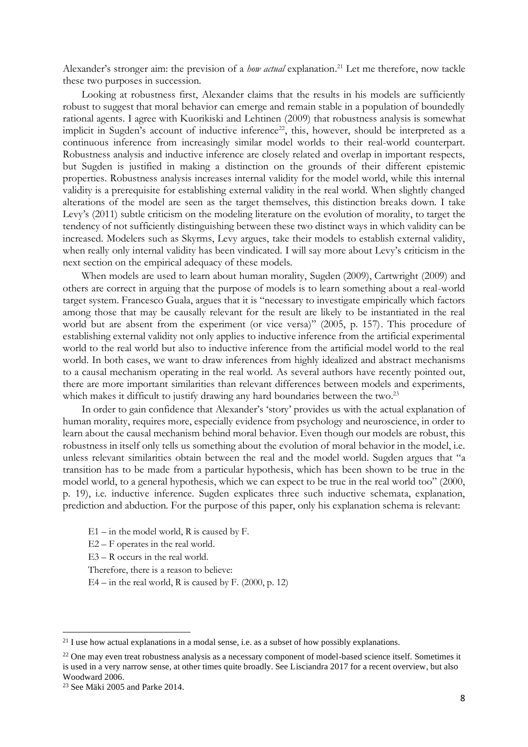Alexander's stronger aim: the prevision of a *how actual* explanation.[21] Let me therefore, now tackle these two purposes in succession.

Looking at robustness first, Alexander claims that the results in his models are sufficiently robust to suggest that moral behavior can emerge and remain stable in a population of boundedly rational agents. I agree with Kuorikiski and Lehtinen (2009) that robustness analysis is somewhat implicit in Sugden's account of inductive inference[22], this, however, should be interpreted as a continuous inference from increasingly similar model worlds to their real-world counterpart. Robustness analysis and inductive inference are closely related and overlap in important respects, but Sugden is justified in making a distinction on the grounds of their different epistemic properties. Robustness analysis increases internal validity for the model world, while this internal validity is a prerequisite for establishing external validity in the real world. When slightly changed alterations of the model are seen as the target themselves, this distinction breaks down. I take Levy's (2011) subtle criticism on the modeling literature on the evolution of morality, to target the tendency of not sufficiently distinguishing between these two distinct ways in which validity can be increased. Modelers such as Skyrms, Levy argues, take their models to establish external validity, when really only internal validity has been vindicated. I will say more about Levy's criticism in the next section on the empirical adequacy of these models.

When models are used to learn about human morality, Sugden (2009), Cartwright (2009) and others are correct in arguing that the purpose of models is to learn something about a real-world target system. Francesco Guala, argues that it is "necessary to investigate empirically which factors among those that may be causally relevant for the result are likely to be instantiated in the real world but are absent from the experiment (or vice versa)" (2005, p. 157). This procedure of establishing external validity not only applies to inductive inference from the artificial experimental world to the real world but also to inductive inference from the artificial model world to the real world. In both cases, we want to draw inferences from highly idealized and abstract mechanisms to a causal mechanism operating in the real world. As several authors have recently pointed out, there are more important similarities than relevant differences between models and experiments, which makes it difficult to justify drawing any hard boundaries between the two.[23]

In order to gain confidence that Alexander's 'story' provides us with the actual explanation of human morality, requires more, especially evidence from psychology and neuroscience, in order to learn about the causal mechanism behind moral behavior. Even though our models are robust, this robustness in itself only tells us something about the evolution of moral behavior in the model, i.e. unless relevant similarities obtain between the real and the model world. Sugden argues that "a transition has to be made from a particular hypothesis, which has been shown to be true in the model world, to a general hypothesis, which we can expect to be true in the real world too" (2000, p. 19), i.e. inductive inference. Sugden explicates three such inductive schemata, explanation, prediction and abduction. For the purpose of this paper, only his explanation schema is relevant:

E1 – in the model world, R is caused by F.

E2 – F operates in the real world.

E3 – R occurs in the real world.

Therefore, there is a reason to believe:

E4 – in the real world, R is caused by F. (2000, p. 12)

---

[21] I use how actual explanations in a modal sense, i.e. as a subset of how possibly explanations.

[22] One may even treat robustness analysis as a necessary component of model-based science itself. Sometimes it is used in a very narrow sense, at other times quite broadly. See Lisciandra 2017 for a recent overview, but also Woodward 2006.

[23] See Mäki 2005 and Parke 2014.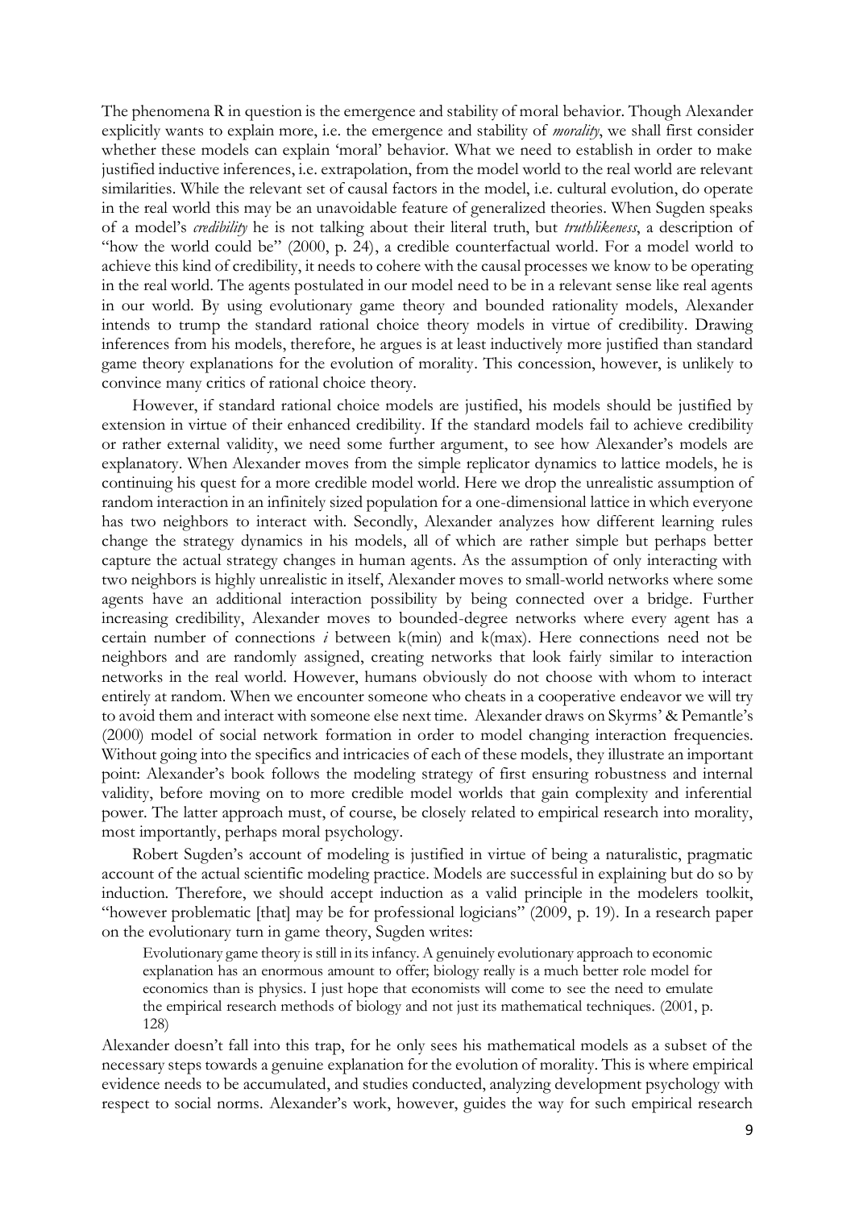The phenomena R in question is the emergence and stability of moral behavior. Though Alexander explicitly wants to explain more, i.e. the emergence and stability of *morality*, we shall first consider whether these models can explain 'moral' behavior. What we need to establish in order to make justified inductive inferences, i.e. extrapolation, from the model world to the real world are relevant similarities. While the relevant set of causal factors in the model, i.e. cultural evolution, do operate in the real world this may be an unavoidable feature of generalized theories. When Sugden speaks of a model's *credibility* he is not talking about their literal truth, but *truthlikeness*, a description of "how the world could be" (2000, p. 24), a credible counterfactual world. For a model world to achieve this kind of credibility, it needs to cohere with the causal processes we know to be operating in the real world. The agents postulated in our model need to be in a relevant sense like real agents in our world. By using evolutionary game theory and bounded rationality models, Alexander intends to trump the standard rational choice theory models in virtue of credibility. Drawing inferences from his models, therefore, he argues is at least inductively more justified than standard game theory explanations for the evolution of morality. This concession, however, is unlikely to convince many critics of rational choice theory.

However, if standard rational choice models are justified, his models should be justified by extension in virtue of their enhanced credibility. If the standard models fail to achieve credibility or rather external validity, we need some further argument, to see how Alexander's models are explanatory. When Alexander moves from the simple replicator dynamics to lattice models, he is continuing his quest for a more credible model world. Here we drop the unrealistic assumption of random interaction in an infinitely sized population for a one-dimensional lattice in which everyone has two neighbors to interact with. Secondly, Alexander analyzes how different learning rules change the strategy dynamics in his models, all of which are rather simple but perhaps better capture the actual strategy changes in human agents. As the assumption of only interacting with two neighbors is highly unrealistic in itself, Alexander moves to small-world networks where some agents have an additional interaction possibility by being connected over a bridge. Further increasing credibility, Alexander moves to bounded-degree networks where every agent has a certain number of connections $i$ between k(min) and k(max). Here connections need not be neighbors and are randomly assigned, creating networks that look fairly similar to interaction networks in the real world. However, humans obviously do not choose with whom to interact entirely at random. When we encounter someone who cheats in a cooperative endeavor we will try to avoid them and interact with someone else next time. Alexander draws on Skyrms' & Pemantle's (2000) model of social network formation in order to model changing interaction frequencies. Without going into the specifics and intricacies of each of these models, they illustrate an important point: Alexander's book follows the modeling strategy of first ensuring robustness and internal validity, before moving on to more credible model worlds that gain complexity and inferential power. The latter approach must, of course, be closely related to empirical research into morality, most importantly, perhaps moral psychology.

Robert Sugden's account of modeling is justified in virtue of being a naturalistic, pragmatic account of the actual scientific modeling practice. Models are successful in explaining but do so by induction. Therefore, we should accept induction as a valid principle in the modelers toolkit, "however problematic [that] may be for professional logicians" (2009, p. 19). In a research paper on the evolutionary turn in game theory, Sugden writes:

> Evolutionary game theory is still in its infancy. A genuinely evolutionary approach to economic explanation has an enormous amount to offer; biology really is a much better role model for economics than is physics. I just hope that economists will come to see the need to emulate the empirical research methods of biology and not just its mathematical techniques. (2001, p. 128)

Alexander doesn't fall into this trap, for he only sees his mathematical models as a subset of the necessary steps towards a genuine explanation for the evolution of morality. This is where empirical evidence needs to be accumulated, and studies conducted, analyzing development psychology with respect to social norms. Alexander's work, however, guides the way for such empirical research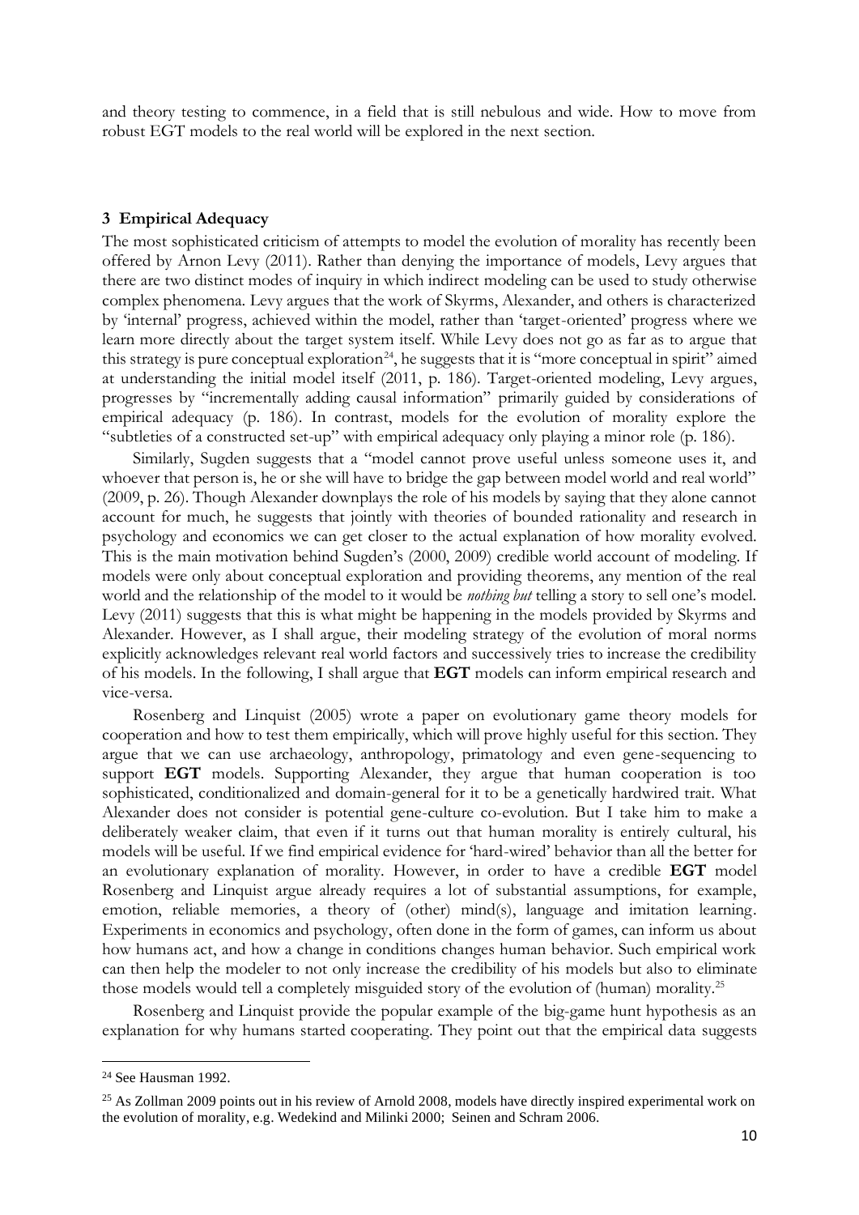and theory testing to commence, in a field that is still nebulous and wide. How to move from robust EGT models to the real world will be explored in the next section.

## 3 Empirical Adequacy

The most sophisticated criticism of attempts to model the evolution of morality has recently been offered by Arnon Levy (2011). Rather than denying the importance of models, Levy argues that there are two distinct modes of inquiry in which indirect modeling can be used to study otherwise complex phenomena. Levy argues that the work of Skyrms, Alexander, and others is characterized by 'internal' progress, achieved within the model, rather than 'target-oriented' progress where we learn more directly about the target system itself. While Levy does not go as far as to argue that this strategy is pure conceptual exploration[24], he suggests that it is "more conceptual in spirit" aimed at understanding the initial model itself (2011, p. 186). Target-oriented modeling, Levy argues, progresses by "incrementally adding causal information" primarily guided by considerations of empirical adequacy (p. 186). In contrast, models for the evolution of morality explore the "subtleties of a constructed set-up" with empirical adequacy only playing a minor role (p. 186).

Similarly, Sugden suggests that a "model cannot prove useful unless someone uses it, and whoever that person is, he or she will have to bridge the gap between model world and real world" (2009, p. 26). Though Alexander downplays the role of his models by saying that they alone cannot account for much, he suggests that jointly with theories of bounded rationality and research in psychology and economics we can get closer to the actual explanation of how morality evolved. This is the main motivation behind Sugden's (2000, 2009) credible world account of modeling. If models were only about conceptual exploration and providing theorems, any mention of the real world and the relationship of the model to it would be *nothing but* telling a story to sell one's model. Levy (2011) suggests that this is what might be happening in the models provided by Skyrms and Alexander. However, as I shall argue, their modeling strategy of the evolution of moral norms explicitly acknowledges relevant real world factors and successively tries to increase the credibility of his models. In the following, I shall argue that **EGT** models can inform empirical research and vice-versa.

Rosenberg and Linquist (2005) wrote a paper on evolutionary game theory models for cooperation and how to test them empirically, which will prove highly useful for this section. They argue that we can use archaeology, anthropology, primatology and even gene-sequencing to support **EGT** models. Supporting Alexander, they argue that human cooperation is too sophisticated, conditionalized and domain-general for it to be a genetically hardwired trait. What Alexander does not consider is potential gene-culture co-evolution. But I take him to make a deliberately weaker claim, that even if it turns out that human morality is entirely cultural, his models will be useful. If we find empirical evidence for 'hard-wired' behavior than all the better for an evolutionary explanation of morality. However, in order to have a credible **EGT** model Rosenberg and Linquist argue already requires a lot of substantial assumptions, for example, emotion, reliable memories, a theory of (other) mind(s), language and imitation learning. Experiments in economics and psychology, often done in the form of games, can inform us about how humans act, and how a change in conditions changes human behavior. Such empirical work can then help the modeler to not only increase the credibility of his models but also to eliminate those models would tell a completely misguided story of the evolution of (human) morality.[25]

Rosenberg and Linquist provide the popular example of the big-game hunt hypothesis as an explanation for why humans started cooperating. They point out that the empirical data suggests

---

[24] See Hausman 1992.

[25] As Zollman 2009 points out in his review of Arnold 2008, models have directly inspired experimental work on the evolution of morality, e.g. Wedekind and Milinki 2000; Seinen and Schram 2006.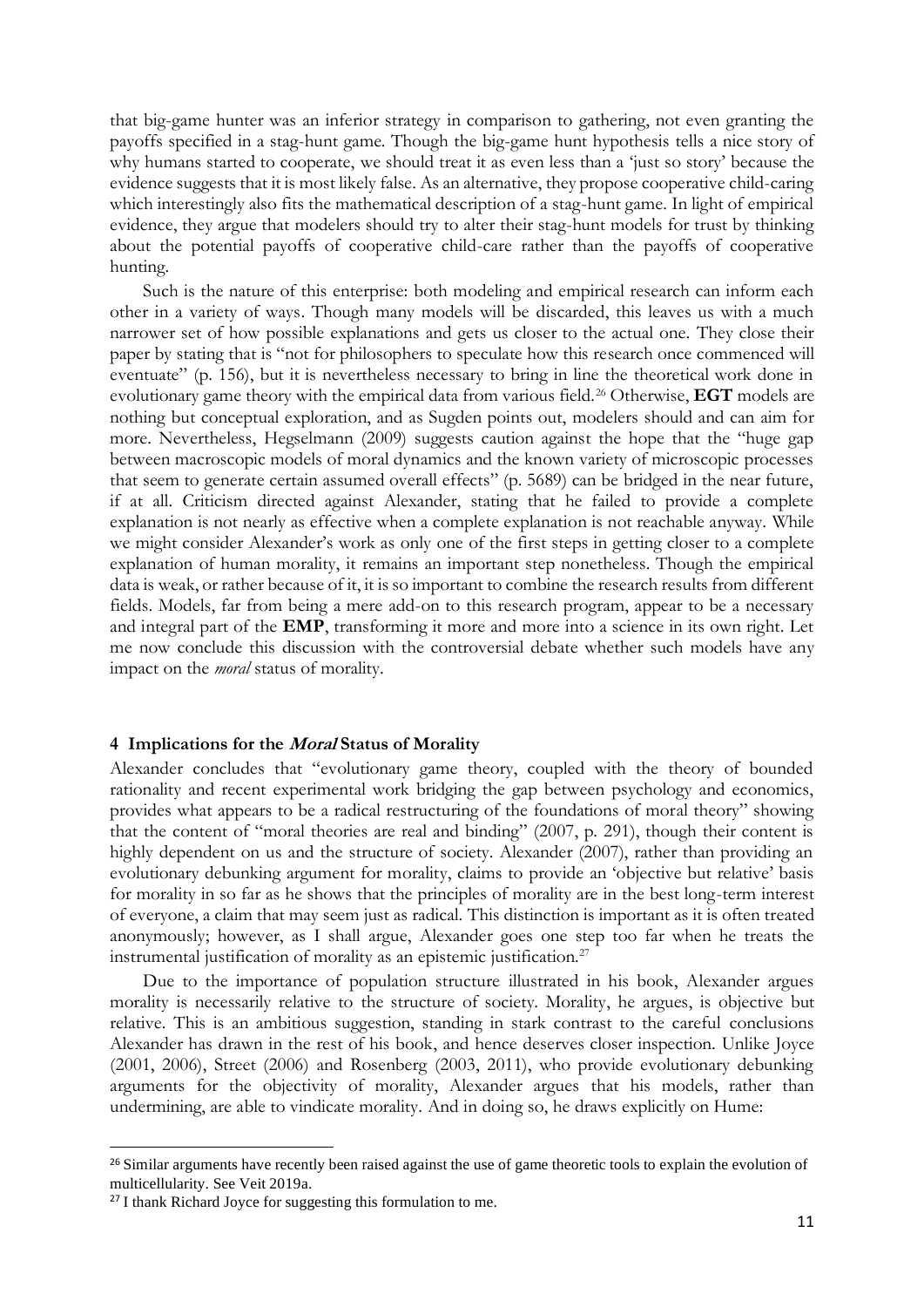that big-game hunter was an inferior strategy in comparison to gathering, not even granting the payoffs specified in a stag-hunt game. Though the big-game hunt hypothesis tells a nice story of why humans started to cooperate, we should treat it as even less than a 'just so story' because the evidence suggests that it is most likely false. As an alternative, they propose cooperative child-caring which interestingly also fits the mathematical description of a stag-hunt game. In light of empirical evidence, they argue that modelers should try to alter their stag-hunt models for trust by thinking about the potential payoffs of cooperative child-care rather than the payoffs of cooperative hunting.

Such is the nature of this enterprise: both modeling and empirical research can inform each other in a variety of ways. Though many models will be discarded, this leaves us with a much narrower set of how possible explanations and gets us closer to the actual one. They close their paper by stating that is "not for philosophers to speculate how this research once commenced will eventuate" (p. 156), but it is nevertheless necessary to bring in line the theoretical work done in evolutionary game theory with the empirical data from various field.[26] Otherwise, **EGT** models are nothing but conceptual exploration, and as Sugden points out, modelers should and can aim for more. Nevertheless, Hegselmann (2009) suggests caution against the hope that the "huge gap between macroscopic models of moral dynamics and the known variety of microscopic processes that seem to generate certain assumed overall effects" (p. 5689) can be bridged in the near future, if at all. Criticism directed against Alexander, stating that he failed to provide a complete explanation is not nearly as effective when a complete explanation is not reachable anyway. While we might consider Alexander's work as only one of the first steps in getting closer to a complete explanation of human morality, it remains an important step nonetheless. Though the empirical data is weak, or rather because of it, it is so important to combine the research results from different fields. Models, far from being a mere add-on to this research program, appear to be a necessary and integral part of the **EMP**, transforming it more and more into a science in its own right. Let me now conclude this discussion with the controversial debate whether such models have any impact on the *moral* status of morality.

## 4 Implications for the *Moral* Status of Morality

Alexander concludes that "evolutionary game theory, coupled with the theory of bounded rationality and recent experimental work bridging the gap between psychology and economics, provides what appears to be a radical restructuring of the foundations of moral theory" showing that the content of "moral theories are real and binding" (2007, p. 291), though their content is highly dependent on us and the structure of society. Alexander (2007), rather than providing an evolutionary debunking argument for morality, claims to provide an 'objective but relative' basis for morality in so far as he shows that the principles of morality are in the best long-term interest of everyone, a claim that may seem just as radical. This distinction is important as it is often treated anonymously; however, as I shall argue, Alexander goes one step too far when he treats the instrumental justification of morality as an epistemic justification.[27]

Due to the importance of population structure illustrated in his book, Alexander argues morality is necessarily relative to the structure of society. Morality, he argues, is objective but relative. This is an ambitious suggestion, standing in stark contrast to the careful conclusions Alexander has drawn in the rest of his book, and hence deserves closer inspection. Unlike Joyce (2001, 2006), Street (2006) and Rosenberg (2003, 2011), who provide evolutionary debunking arguments for the objectivity of morality, Alexander argues that his models, rather than undermining, are able to vindicate morality. And in doing so, he draws explicitly on Hume:

[26] Similar arguments have recently been raised against the use of game theoretic tools to explain the evolution of multicellularity. See Veit 2019a.

[27] I thank Richard Joyce for suggesting this formulation to me.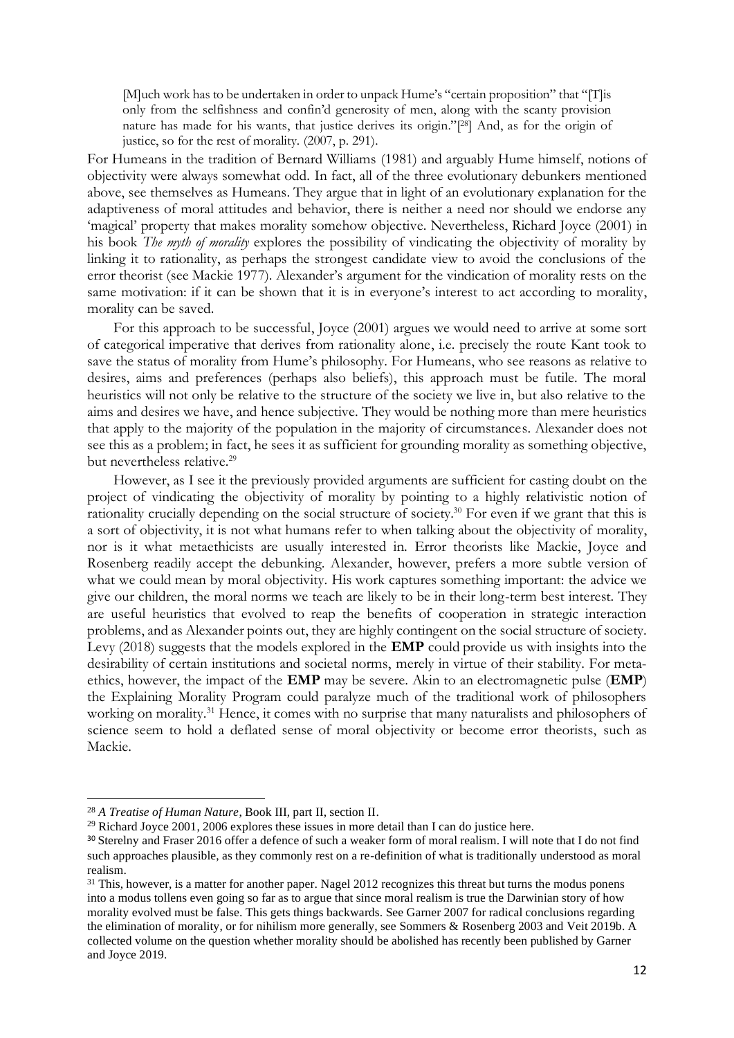> [M]uch work has to be undertaken in order to unpack Hume's "certain proposition" that "[T]is only from the selfishness and confin'd generosity of men, along with the scanty provision nature has made for his wants, that justice derives its origin."[28] And, as for the origin of justice, so for the rest of morality. (2007, p. 291).

For Humeans in the tradition of Bernard Williams (1981) and arguably Hume himself, notions of objectivity were always somewhat odd. In fact, all of the three evolutionary debunkers mentioned above, see themselves as Humeans. They argue that in light of an evolutionary explanation for the adaptiveness of moral attitudes and behavior, there is neither a need nor should we endorse any 'magical' property that makes morality somehow objective. Nevertheless, Richard Joyce (2001) in his book *The myth of morality* explores the possibility of vindicating the objectivity of morality by linking it to rationality, as perhaps the strongest candidate view to avoid the conclusions of the error theorist (see Mackie 1977). Alexander's argument for the vindication of morality rests on the same motivation: if it can be shown that it is in everyone's interest to act according to morality, morality can be saved.

For this approach to be successful, Joyce (2001) argues we would need to arrive at some sort of categorical imperative that derives from rationality alone, i.e. precisely the route Kant took to save the status of morality from Hume's philosophy. For Humeans, who see reasons as relative to desires, aims and preferences (perhaps also beliefs), this approach must be futile. The moral heuristics will not only be relative to the structure of the society we live in, but also relative to the aims and desires we have, and hence subjective. They would be nothing more than mere heuristics that apply to the majority of the population in the majority of circumstances. Alexander does not see this as a problem; in fact, he sees it as sufficient for grounding morality as something objective, but nevertheless relative.[29]

However, as I see it the previously provided arguments are sufficient for casting doubt on the project of vindicating the objectivity of morality by pointing to a highly relativistic notion of rationality crucially depending on the social structure of society.[30] For even if we grant that this is a sort of objectivity, it is not what humans refer to when talking about the objectivity of morality, nor is it what metaethicists are usually interested in. Error theorists like Mackie, Joyce and Rosenberg readily accept the debunking. Alexander, however, prefers a more subtle version of what we could mean by moral objectivity. His work captures something important: the advice we give our children, the moral norms we teach are likely to be in their long-term best interest. They are useful heuristics that evolved to reap the benefits of cooperation in strategic interaction problems, and as Alexander points out, they are highly contingent on the social structure of society. Levy (2018) suggests that the models explored in the **EMP** could provide us with insights into the desirability of certain institutions and societal norms, merely in virtue of their stability. For meta-ethics, however, the impact of the **EMP** may be severe. Akin to an electromagnetic pulse (**EMP**) the Explaining Morality Program could paralyze much of the traditional work of philosophers working on morality.[31] Hence, it comes with no surprise that many naturalists and philosophers of science seem to hold a deflated sense of moral objectivity or become error theorists, such as Mackie.

---

[28] *A Treatise of Human Nature*, Book III, part II, section II.

[29] Richard Joyce 2001, 2006 explores these issues in more detail than I can do justice here.

[30] Sterelny and Fraser 2016 offer a defence of such a weaker form of moral realism. I will note that I do not find such approaches plausible, as they commonly rest on a re-definition of what is traditionally understood as moral realism.

[31] This, however, is a matter for another paper. Nagel 2012 recognizes this threat but turns the modus ponens into a modus tollens even going so far as to argue that since moral realism is true the Darwinian story of how morality evolved must be false. This gets things backwards. See Garner 2007 for radical conclusions regarding the elimination of morality, or for nihilism more generally, see Sommers & Rosenberg 2003 and Veit 2019b. A collected volume on the question whether morality should be abolished has recently been published by Garner and Joyce 2019.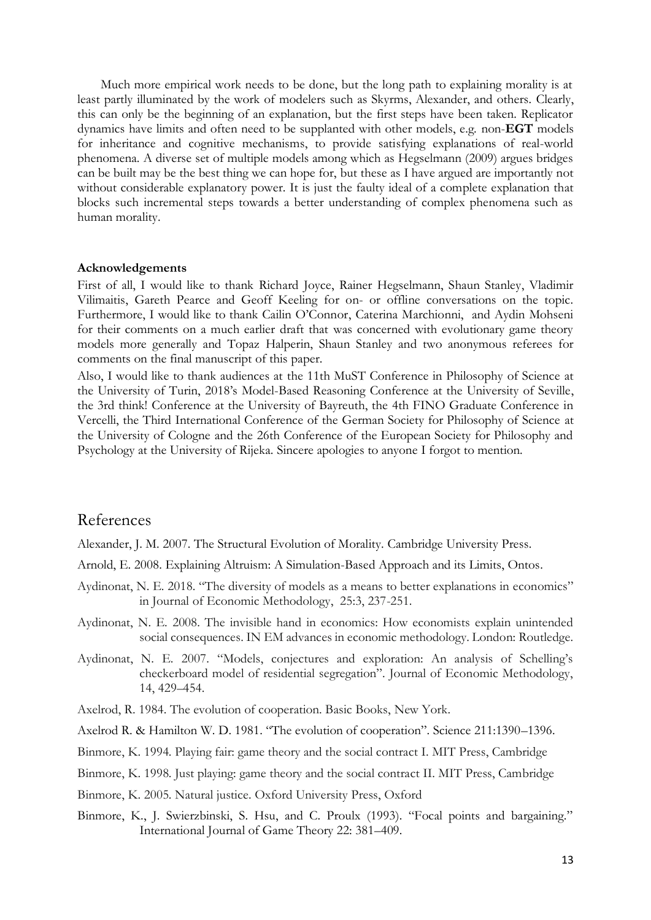Much more empirical work needs to be done, but the long path to explaining morality is at least partly illuminated by the work of modelers such as Skyrms, Alexander, and others. Clearly, this can only be the beginning of an explanation, but the first steps have been taken. Replicator dynamics have limits and often need to be supplanted with other models, e.g. non-**EGT** models for inheritance and cognitive mechanisms, to provide satisfying explanations of real-world phenomena. A diverse set of multiple models among which as Hegselmann (2009) argues bridges can be built may be the best thing we can hope for, but these as I have argued are importantly not without considerable explanatory power. It is just the faulty ideal of a complete explanation that blocks such incremental steps towards a better understanding of complex phenomena such as human morality.

**Acknowledgements**

First of all, I would like to thank Richard Joyce, Rainer Hegselmann, Shaun Stanley, Vladimir Vilimaitis, Gareth Pearce and Geoff Keeling for on- or offline conversations on the topic. Furthermore, I would like to thank Cailin O'Connor, Caterina Marchionni, and Aydin Mohseni for their comments on a much earlier draft that was concerned with evolutionary game theory models more generally and Topaz Halperin, Shaun Stanley and two anonymous referees for comments on the final manuscript of this paper.

Also, I would like to thank audiences at the 11th MuST Conference in Philosophy of Science at the University of Turin, 2018's Model-Based Reasoning Conference at the University of Seville, the 3rd think! Conference at the University of Bayreuth, the 4th FINO Graduate Conference in Vercelli, the Third International Conference of the German Society for Philosophy of Science at the University of Cologne and the 26th Conference of the European Society for Philosophy and Psychology at the University of Rijeka. Sincere apologies to anyone I forgot to mention.

# References

Alexander, J. M. 2007. The Structural Evolution of Morality. Cambridge University Press.

Arnold, E. 2008. Explaining Altruism: A Simulation-Based Approach and its Limits, Ontos.

Aydinonat, N. E. 2018. "The diversity of models as a means to better explanations in economics" in Journal of Economic Methodology, 25:3, 237-251.

Aydinonat, N. E. 2008. The invisible hand in economics: How economists explain unintended social consequences. IN EM advances in economic methodology. London: Routledge.

Aydinonat, N. E. 2007. "Models, conjectures and exploration: An analysis of Schelling's checkerboard model of residential segregation". Journal of Economic Methodology, 14, 429–454.

Axelrod, R. 1984. The evolution of cooperation. Basic Books, New York.

Axelrod R. & Hamilton W. D. 1981. "The evolution of cooperation". Science 211:1390–1396.

Binmore, K. 1994. Playing fair: game theory and the social contract I. MIT Press, Cambridge

Binmore, K. 1998. Just playing: game theory and the social contract II. MIT Press, Cambridge

Binmore, K. 2005. Natural justice. Oxford University Press, Oxford

Binmore, K., J. Swierzbinski, S. Hsu, and C. Proulx (1993). "Focal points and bargaining." International Journal of Game Theory 22: 381–409.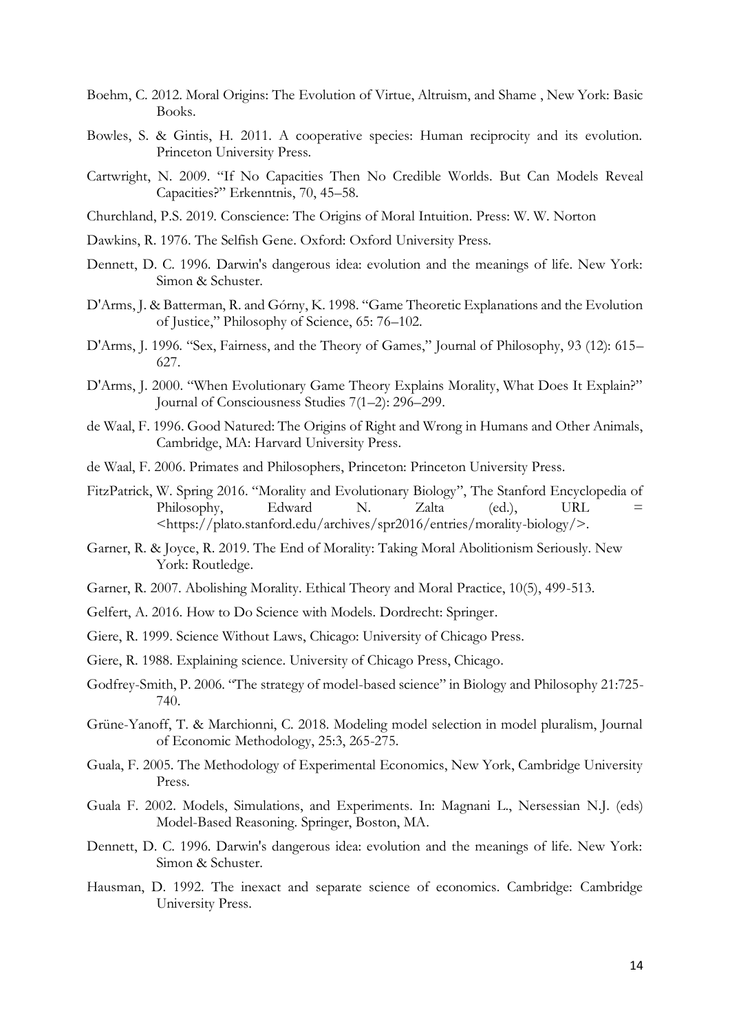Boehm, C. 2012. Moral Origins: The Evolution of Virtue, Altruism, and Shame , New York: Basic Books.

Bowles, S. & Gintis, H. 2011. A cooperative species: Human reciprocity and its evolution. Princeton University Press.

Cartwright, N. 2009. "If No Capacities Then No Credible Worlds. But Can Models Reveal Capacities?" Erkenntnis, 70, 45–58.

Churchland, P.S. 2019. Conscience: The Origins of Moral Intuition. Press: W. W. Norton

Dawkins, R. 1976. The Selfish Gene. Oxford: Oxford University Press.

Dennett, D. C. 1996. Darwin's dangerous idea: evolution and the meanings of life. New York: Simon & Schuster.

D'Arms, J. & Batterman, R. and Górny, K. 1998. "Game Theoretic Explanations and the Evolution of Justice," Philosophy of Science, 65: 76–102.

D'Arms, J. 1996. "Sex, Fairness, and the Theory of Games," Journal of Philosophy, 93 (12): 615–627.

D'Arms, J. 2000. "When Evolutionary Game Theory Explains Morality, What Does It Explain?" Journal of Consciousness Studies 7(1–2): 296–299.

de Waal, F. 1996. Good Natured: The Origins of Right and Wrong in Humans and Other Animals, Cambridge, MA: Harvard University Press.

de Waal, F. 2006. Primates and Philosophers, Princeton: Princeton University Press.

FitzPatrick, W. Spring 2016. "Morality and Evolutionary Biology", The Stanford Encyclopedia of Philosophy, Edward N. Zalta (ed.), URL = <https://plato.stanford.edu/archives/spr2016/entries/morality-biology/>.

Garner, R. & Joyce, R. 2019. The End of Morality: Taking Moral Abolitionism Seriously. New York: Routledge.

Garner, R. 2007. Abolishing Morality. Ethical Theory and Moral Practice, 10(5), 499-513.

Gelfert, A. 2016. How to Do Science with Models. Dordrecht: Springer.

Giere, R. 1999. Science Without Laws, Chicago: University of Chicago Press.

Giere, R. 1988. Explaining science. University of Chicago Press, Chicago.

Godfrey-Smith, P. 2006. "The strategy of model-based science" in Biology and Philosophy 21:725-740.

Grüne-Yanoff, T. & Marchionni, C. 2018. Modeling model selection in model pluralism, Journal of Economic Methodology, 25:3, 265-275.

Guala, F. 2005. The Methodology of Experimental Economics, New York, Cambridge University Press.

Guala F. 2002. Models, Simulations, and Experiments. In: Magnani L., Nersessian N.J. (eds) Model-Based Reasoning. Springer, Boston, MA.

Dennett, D. C. 1996. Darwin's dangerous idea: evolution and the meanings of life. New York: Simon & Schuster.

Hausman, D. 1992. The inexact and separate science of economics. Cambridge: Cambridge University Press.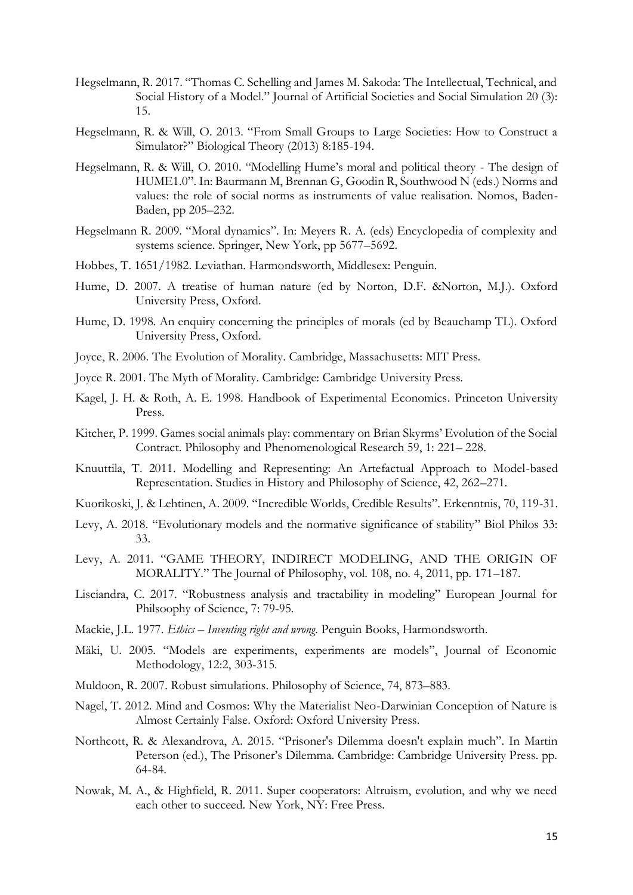Hegselmann, R. 2017. "Thomas C. Schelling and James M. Sakoda: The Intellectual, Technical, and Social History of a Model." Journal of Artificial Societies and Social Simulation 20 (3): 15.

Hegselmann, R. & Will, O. 2013. "From Small Groups to Large Societies: How to Construct a Simulator?" Biological Theory (2013) 8:185-194.

Hegselmann, R. & Will, O. 2010. "Modelling Hume's moral and political theory - The design of HUME1.0". In: Baurmann M, Brennan G, Goodin R, Southwood N (eds.) Norms and values: the role of social norms as instruments of value realisation. Nomos, Baden-Baden, pp 205–232.

Hegselmann R. 2009. "Moral dynamics". In: Meyers R. A. (eds) Encyclopedia of complexity and systems science. Springer, New York, pp 5677–5692.

Hobbes, T. 1651/1982. Leviathan. Harmondsworth, Middlesex: Penguin.

Hume, D. 2007. A treatise of human nature (ed by Norton, D.F. &Norton, M.J.). Oxford University Press, Oxford.

Hume, D. 1998. An enquiry concerning the principles of morals (ed by Beauchamp TL). Oxford University Press, Oxford.

Joyce, R. 2006. The Evolution of Morality. Cambridge, Massachusetts: MIT Press.

Joyce R. 2001. The Myth of Morality. Cambridge: Cambridge University Press.

Kagel, J. H. & Roth, A. E. 1998. Handbook of Experimental Economics. Princeton University Press.

Kitcher, P. 1999. Games social animals play: commentary on Brian Skyrms' Evolution of the Social Contract. Philosophy and Phenomenological Research 59, 1: 221– 228.

Knuuttila, T. 2011. Modelling and Representing: An Artefactual Approach to Model-based Representation. Studies in History and Philosophy of Science, 42, 262–271.

Kuorikoski, J. & Lehtinen, A. 2009. "Incredible Worlds, Credible Results". Erkenntnis, 70, 119-31.

Levy, A. 2018. "Evolutionary models and the normative significance of stability" Biol Philos 33: 33.

Levy, A. 2011. "GAME THEORY, INDIRECT MODELING, AND THE ORIGIN OF MORALITY." The Journal of Philosophy, vol. 108, no. 4, 2011, pp. 171–187.

Lisciandra, C. 2017. "Robustness analysis and tractability in modeling" European Journal for Philsoophy of Science, 7: 79-95.

Mackie, J.L. 1977. *Ethics – Inventing right and wrong.* Penguin Books, Harmondsworth.

Mäki, U. 2005. "Models are experiments, experiments are models", Journal of Economic Methodology, 12:2, 303-315.

Muldoon, R. 2007. Robust simulations. Philosophy of Science, 74, 873–883.

Nagel, T. 2012. Mind and Cosmos: Why the Materialist Neo-Darwinian Conception of Nature is Almost Certainly False. Oxford: Oxford University Press.

Northcott, R. & Alexandrova, A. 2015. "Prisoner's Dilemma doesn't explain much". In Martin Peterson (ed.), The Prisoner's Dilemma. Cambridge: Cambridge University Press. pp. 64-84.

Nowak, M. A., & Highfield, R. 2011. Super cooperators: Altruism, evolution, and why we need each other to succeed. New York, NY: Free Press.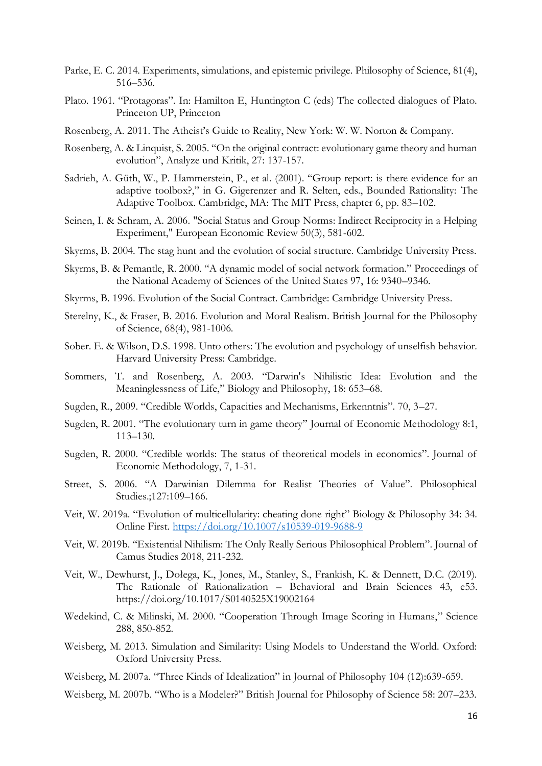Parke, E. C. 2014. Experiments, simulations, and epistemic privilege. Philosophy of Science, 81(4), 516–536.

Plato. 1961. "Protagoras". In: Hamilton E, Huntington C (eds) The collected dialogues of Plato. Princeton UP, Princeton

Rosenberg, A. 2011. The Atheist's Guide to Reality, New York: W. W. Norton & Company.

Rosenberg, A. & Linquist, S. 2005. "On the original contract: evolutionary game theory and human evolution", Analyze und Kritik, 27: 137-157.

Sadrieh, A. Güth, W., P. Hammerstein, P., et al. (2001). "Group report: is there evidence for an adaptive toolbox?," in G. Gigerenzer and R. Selten, eds., Bounded Rationality: The Adaptive Toolbox. Cambridge, MA: The MIT Press, chapter 6, pp. 83–102.

Seinen, I. & Schram, A. 2006. "Social Status and Group Norms: Indirect Reciprocity in a Helping Experiment," European Economic Review 50(3), 581-602.

Skyrms, B. 2004. The stag hunt and the evolution of social structure. Cambridge University Press.

Skyrms, B. & Pemantle, R. 2000. "A dynamic model of social network formation." Proceedings of the National Academy of Sciences of the United States 97, 16: 9340–9346.

Skyrms, B. 1996. Evolution of the Social Contract. Cambridge: Cambridge University Press.

Sterelny, K., & Fraser, B. 2016. Evolution and Moral Realism. British Journal for the Philosophy of Science, 68(4), 981-1006.

Sober. E. & Wilson, D.S. 1998. Unto others: The evolution and psychology of unselfish behavior. Harvard University Press: Cambridge.

Sommers, T. and Rosenberg, A. 2003. "Darwin's Nihilistic Idea: Evolution and the Meaninglessness of Life," Biology and Philosophy, 18: 653–68.

Sugden, R., 2009. "Credible Worlds, Capacities and Mechanisms, Erkenntnis". 70, 3–27.

Sugden, R. 2001. "The evolutionary turn in game theory" Journal of Economic Methodology 8:1, 113–130.

Sugden, R. 2000. "Credible worlds: The status of theoretical models in economics". Journal of Economic Methodology, 7, 1-31.

Street, S. 2006. "A Darwinian Dilemma for Realist Theories of Value". Philosophical Studies.;127:109–166.

Veit, W. 2019a. "Evolution of multicellularity: cheating done right" Biology & Philosophy 34: 34. Online First. https://doi.org/10.1007/s10539-019-9688-9

Veit, W. 2019b. "Existential Nihilism: The Only Really Serious Philosophical Problem". Journal of Camus Studies 2018, 211-232.

Veit, W., Dewhurst, J., Dołega, K., Jones, M., Stanley, S., Frankish, K. & Dennett, D.C. (2019). The Rationale of Rationalization – Behavioral and Brain Sciences 43, e53. https://doi.org/10.1017/S0140525X19002164

Wedekind, C. & Milinski, M. 2000. "Cooperation Through Image Scoring in Humans," Science 288, 850-852.

Weisberg, M. 2013. Simulation and Similarity: Using Models to Understand the World. Oxford: Oxford University Press.

Weisberg, M. 2007a. "Three Kinds of Idealization" in Journal of Philosophy 104 (12):639-659.

Weisberg, M. 2007b. "Who is a Modeler?" British Journal for Philosophy of Science 58: 207–233.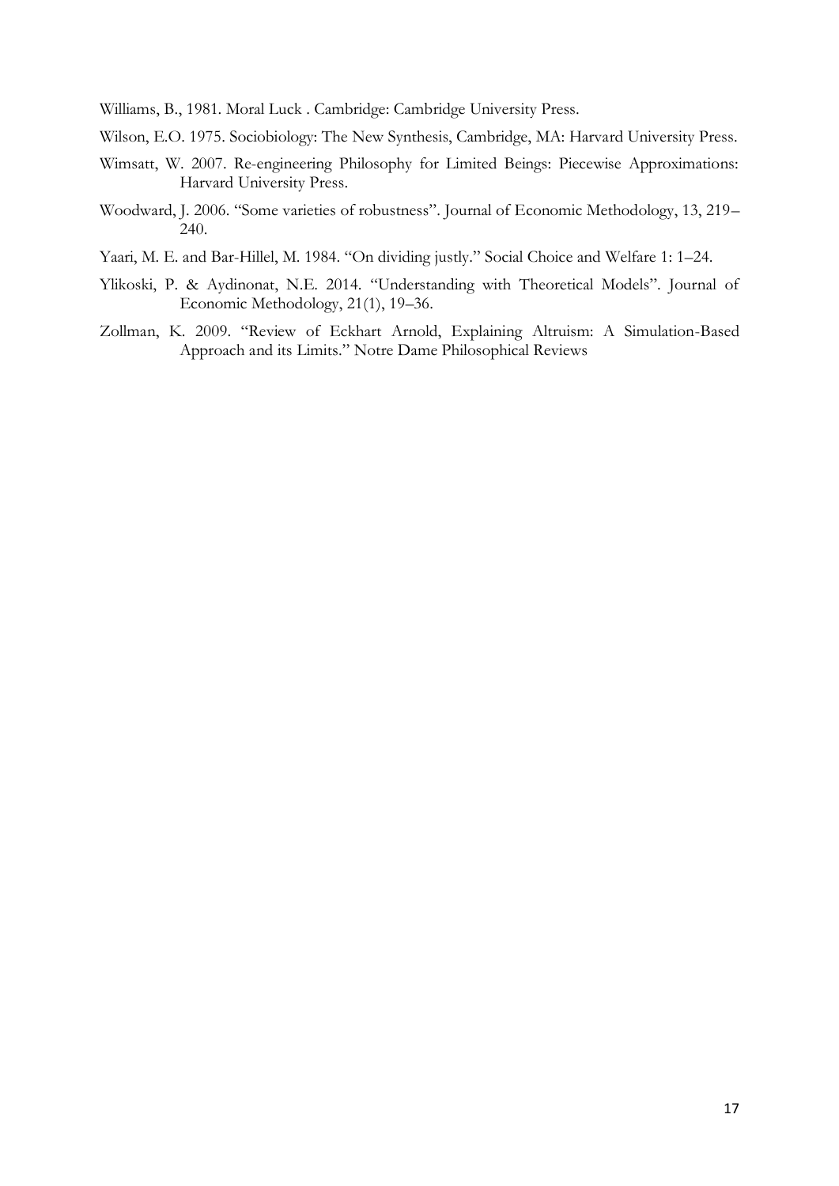Williams, B., 1981. Moral Luck . Cambridge: Cambridge University Press.

Wilson, E.O. 1975. Sociobiology: The New Synthesis, Cambridge, MA: Harvard University Press.

Wimsatt, W. 2007. Re-engineering Philosophy for Limited Beings: Piecewise Approximations: Harvard University Press.

Woodward, J. 2006. "Some varieties of robustness". Journal of Economic Methodology, 13, 219–240.

Yaari, M. E. and Bar-Hillel, M. 1984. "On dividing justly." Social Choice and Welfare 1: 1–24.

Ylikoski, P. & Aydinonat, N.E. 2014. "Understanding with Theoretical Models". Journal of Economic Methodology, 21(1), 19–36.

Zollman, K. 2009. "Review of Eckhart Arnold, Explaining Altruism: A Simulation-Based Approach and its Limits." Notre Dame Philosophical Reviews